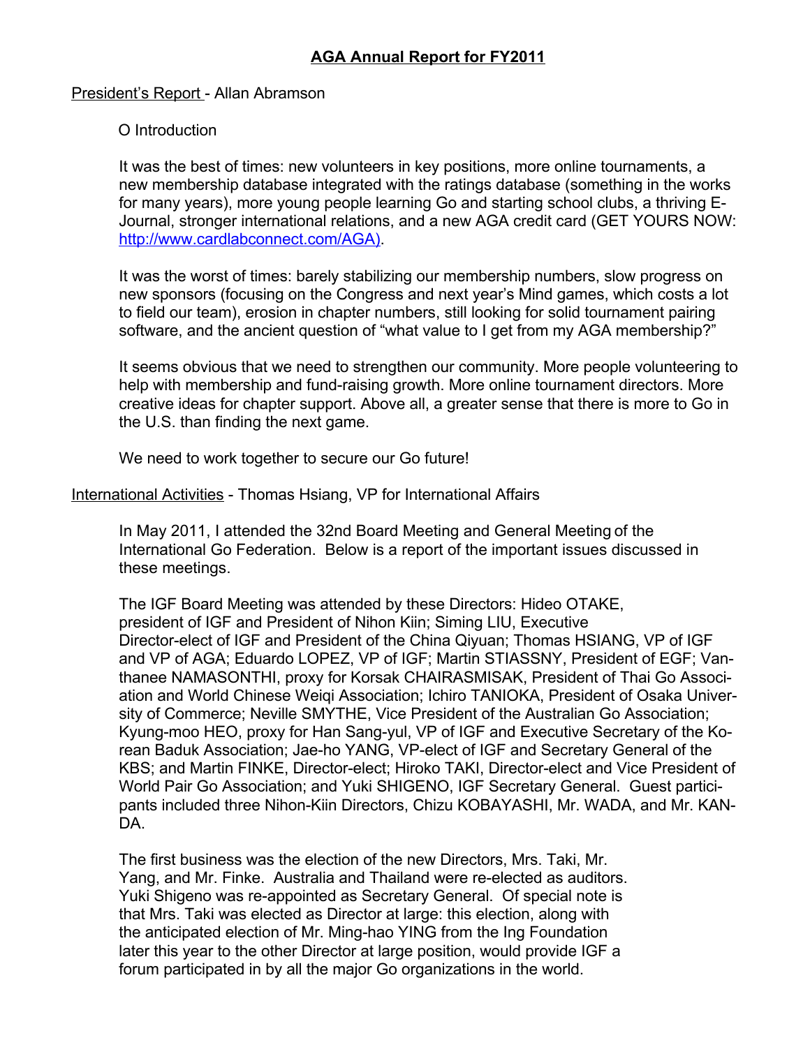# AGA Annual Report for FY2011

## President's Report - Allan Abramson

O Introduction

It was the best of times: new volunteers in key positions, more online tournaments, a new membership database integrated with the ratings database (something in the works for many years), more young people learning Go and starting school clubs, a thriving E-Journal, stronger international relations, and a new AGA credit card (GET YOURS NOW: http://www.cardlabconnect.com/AGA).

It was the worst of times: barely stabilizing our membership numbers, slow progress on new sponsors (focusing on the Congress and next year's Mind games, which costs a lot to field our team), erosion in chapter numbers, still looking for solid tournament pairing software, and the ancient question of "what value to I get from my AGA membership?"

It seems obvious that we need to strengthen our community. More people volunteering to help with membership and fund-raising growth. More online tournament directors. More creative ideas for chapter support. Above all, a greater sense that there is more to Go in the U.S. than finding the next game.

We need to work together to secure our Go future!

## International Activities - Thomas Hsiang, VP for International Affairs

In May 2011, I attended the 32nd Board Meeting and General Meeting of the International Go Federation. Below is a report of the important issues discussed in these meetings.

The IGF Board Meeting was attended by these Directors: Hideo OTAKE, president of IGF and President of Nihon Kiin; Siming LIU, Executive Director-elect of IGF and President of the China Qiyuan; Thomas HSIANG, VP of IGF and VP of AGA; Eduardo LOPEZ, VP of IGF; Martin STIASSNY, President of EGF; Vanthanee NAMASONTHI, proxy for Korsak CHAIRASMISAK, President of Thai Go Association and World Chinese Weiqi Association; Ichiro TANIOKA, President of Osaka University of Commerce; Neville SMYTHE, Vice President of the Australian Go Association; Kyung-moo HEO, proxy for Han Sang-yul, VP of IGF and Executive Secretary of the Korean Baduk Association; Jae-ho YANG, VP-elect of IGF and Secretary General of the KBS; and Martin FINKE, Director-elect; Hiroko TAKI, Director-elect and Vice President of World Pair Go Association; and Yuki SHIGENO, IGF Secretary General. Guest participants included three Nihon-Kiin Directors, Chizu KOBAYASHI, Mr. WADA, and Mr. KANDA.

The first business was the election of the new Directors, Mrs. Taki, Mr. Yang, and Mr. Finke. Australia and Thailand were re-elected as auditors. Yuki Shigeno was re-appointed as Secretary General. Of special note is that Mrs. Taki was elected as Director at large: this election, along with the anticipated election of Mr. Ming-hao YING from the Ing Foundation later this year to the other Director at large position, would provide IGF a forum participated in by all the major Go organizations in the world.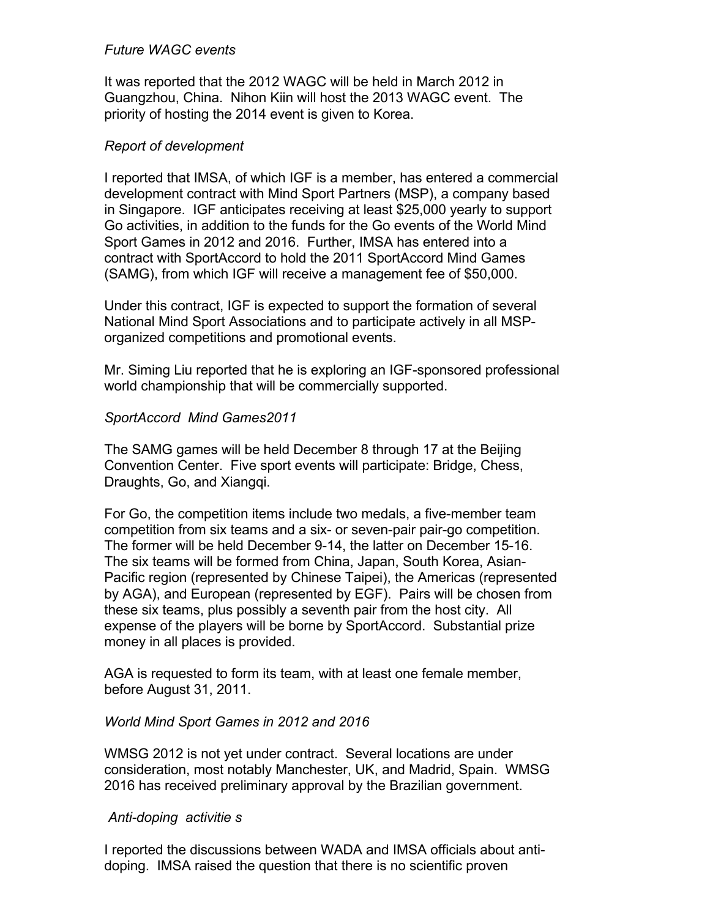*Future WAGC events*

It was reported that the 2012 WAGC will be held in March 2012 in Guangzhou, China. Nihon Kiin will host the 2013 WAGC event. The priority of hosting the 2014 event is given to Korea.

*Report of development*

I reported that IMSA, of which IGF is a member, has entered a commercial development contract with Mind Sport Partners (MSP), a company based in Singapore. IGF anticipates receiving at least $25,000 yearly to support Go activities, in addition to the funds for the Go events of the World Mind Sport Games in 2012 and 2016. Further, IMSA has entered into a contract with SportAccord to hold the 2011 SportAccord Mind Games (SAMG), from which IGF will receive a management fee of $50,000.

Under this contract, IGF is expected to support the formation of several National Mind Sport Associations and to participate actively in all MSP-organized competitions and promotional events.

Mr. Siming Liu reported that he is exploring an IGF-sponsored professional world championship that will be commercially supported.

*SportAccord Mind Games2011*

The SAMG games will be held December 8 through 17 at the Beijing Convention Center. Five sport events will participate: Bridge, Chess, Draughts, Go, and Xiangqi.

For Go, the competition items include two medals, a five-member team competition from six teams and a six- or seven-pair pair-go competition. The former will be held December 9-14, the latter on December 15-16. The six teams will be formed from China, Japan, South Korea, Asian-Pacific region (represented by Chinese Taipei), the Americas (represented by AGA), and European (represented by EGF). Pairs will be chosen from these six teams, plus possibly a seventh pair from the host city. All expense of the players will be borne by SportAccord. Substantial prize money in all places is provided.

AGA is requested to form its team, with at least one female member, before August 31, 2011.

*World Mind Sport Games in 2012 and 2016*

WMSG 2012 is not yet under contract. Several locations are under consideration, most notably Manchester, UK, and Madrid, Spain. WMSG 2016 has received preliminary approval by the Brazilian government.

*Anti-doping activitie s*

I reported the discussions between WADA and IMSA officials about anti-doping. IMSA raised the question that there is no scientific proven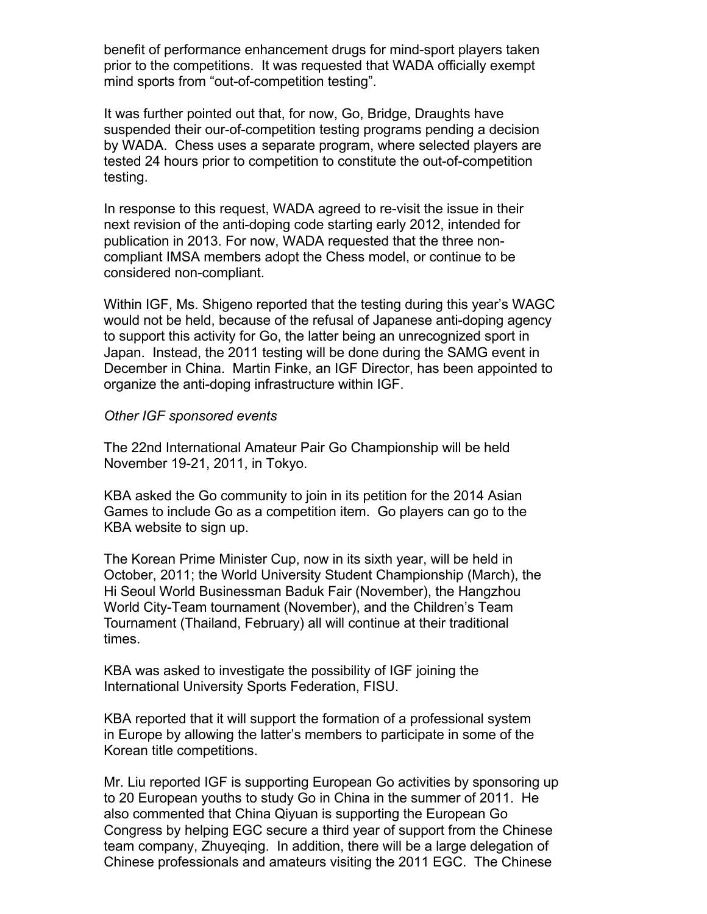benefit of performance enhancement drugs for mind-sport players taken prior to the competitions. It was requested that WADA officially exempt mind sports from "out-of-competition testing".

It was further pointed out that, for now, Go, Bridge, Draughts have suspended their our-of-competition testing programs pending a decision by WADA. Chess uses a separate program, where selected players are tested 24 hours prior to competition to constitute the out-of-competition testing.

In response to this request, WADA agreed to re-visit the issue in their next revision of the anti-doping code starting early 2012, intended for publication in 2013. For now, WADA requested that the three non-compliant IMSA members adopt the Chess model, or continue to be considered non-compliant.

Within IGF, Ms. Shigeno reported that the testing during this year's WAGC would not be held, because of the refusal of Japanese anti-doping agency to support this activity for Go, the latter being an unrecognized sport in Japan. Instead, the 2011 testing will be done during the SAMG event in December in China. Martin Finke, an IGF Director, has been appointed to organize the anti-doping infrastructure within IGF.

*Other IGF sponsored events*

The 22nd International Amateur Pair Go Championship will be held November 19-21, 2011, in Tokyo.

KBA asked the Go community to join in its petition for the 2014 Asian Games to include Go as a competition item. Go players can go to the KBA website to sign up.

The Korean Prime Minister Cup, now in its sixth year, will be held in October, 2011; the World University Student Championship (March), the Hi Seoul World Businessman Baduk Fair (November), the Hangzhou World City-Team tournament (November), and the Children's Team Tournament (Thailand, February) all will continue at their traditional times.

KBA was asked to investigate the possibility of IGF joining the International University Sports Federation, FISU.

KBA reported that it will support the formation of a professional system in Europe by allowing the latter's members to participate in some of the Korean title competitions.

Mr. Liu reported IGF is supporting European Go activities by sponsoring up to 20 European youths to study Go in China in the summer of 2011. He also commented that China Qiyuan is supporting the European Go Congress by helping EGC secure a third year of support from the Chinese team company, Zhuyeqing. In addition, there will be a large delegation of Chinese professionals and amateurs visiting the 2011 EGC. The Chinese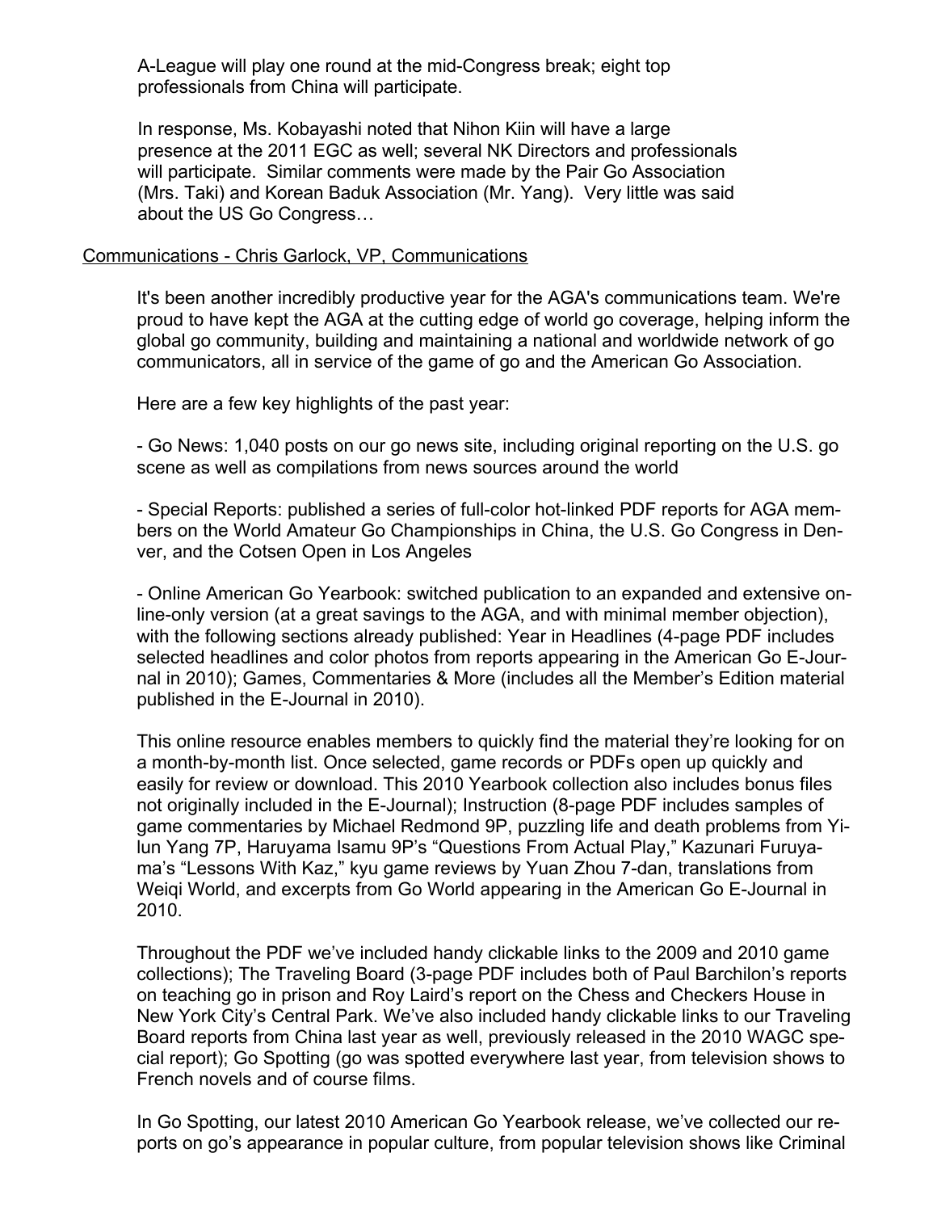A-League will play one round at the mid-Congress break; eight top professionals from China will participate.

In response, Ms. Kobayashi noted that Nihon Kiin will have a large presence at the 2011 EGC as well; several NK Directors and professionals will participate. Similar comments were made by the Pair Go Association (Mrs. Taki) and Korean Baduk Association (Mr. Yang). Very little was said about the US Go Congress…

Communications - Chris Garlock, VP, Communications

It's been another incredibly productive year for the AGA's communications team. We're proud to have kept the AGA at the cutting edge of world go coverage, helping inform the global go community, building and maintaining a national and worldwide network of go communicators, all in service of the game of go and the American Go Association.

Here are a few key highlights of the past year:

- Go News: 1,040 posts on our go news site, including original reporting on the U.S. go scene as well as compilations from news sources around the world

- Special Reports: published a series of full-color hot-linked PDF reports for AGA members on the World Amateur Go Championships in China, the U.S. Go Congress in Denver, and the Cotsen Open in Los Angeles

- Online American Go Yearbook: switched publication to an expanded and extensive online-only version (at a great savings to the AGA, and with minimal member objection), with the following sections already published: Year in Headlines (4-page PDF includes selected headlines and color photos from reports appearing in the American Go E-Journal in 2010); Games, Commentaries & More (includes all the Member's Edition material published in the E-Journal in 2010).

This online resource enables members to quickly find the material they're looking for on a month-by-month list. Once selected, game records or PDFs open up quickly and easily for review or download. This 2010 Yearbook collection also includes bonus files not originally included in the E-Journal); Instruction (8-page PDF includes samples of game commentaries by Michael Redmond 9P, puzzling life and death problems from Yilun Yang 7P, Haruyama Isamu 9P's "Questions From Actual Play," Kazunari Furuyama's "Lessons With Kaz," kyu game reviews by Yuan Zhou 7-dan, translations from Weiqi World, and excerpts from Go World appearing in the American Go E-Journal in 2010.

Throughout the PDF we've included handy clickable links to the 2009 and 2010 game collections); The Traveling Board (3-page PDF includes both of Paul Barchilon's reports on teaching go in prison and Roy Laird's report on the Chess and Checkers House in New York City's Central Park. We've also included handy clickable links to our Traveling Board reports from China last year as well, previously released in the 2010 WAGC special report); Go Spotting (go was spotted everywhere last year, from television shows to French novels and of course films.

In Go Spotting, our latest 2010 American Go Yearbook release, we've collected our reports on go's appearance in popular culture, from popular television shows like Criminal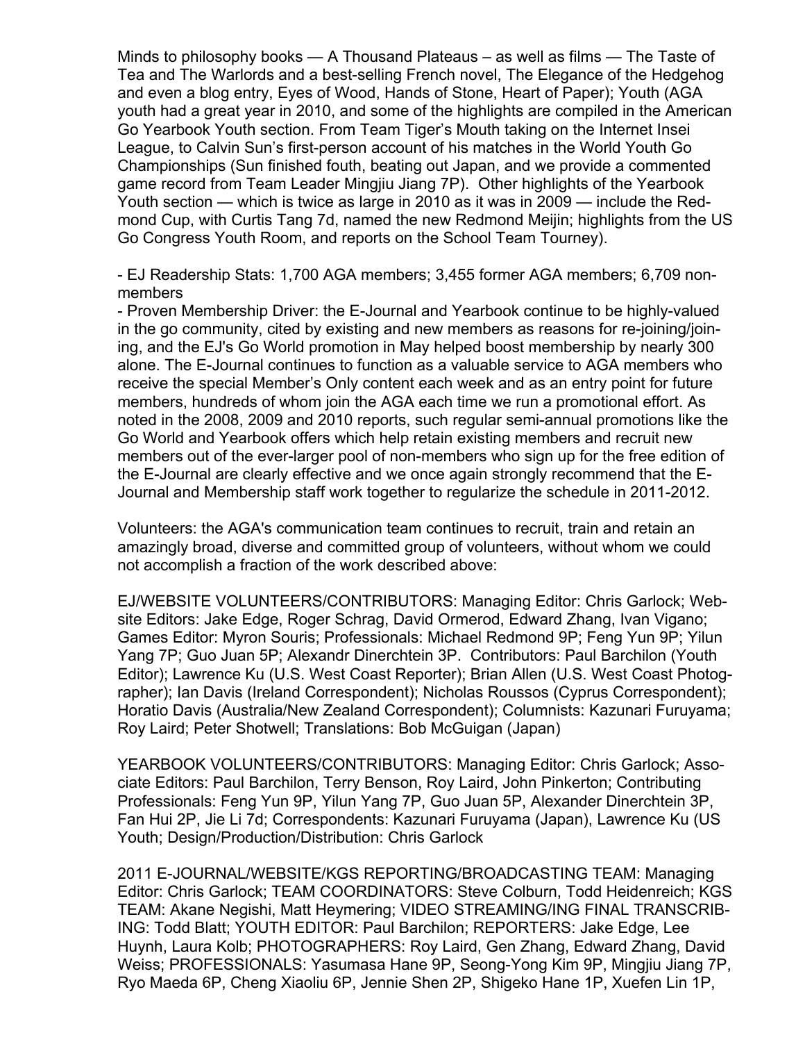Minds to philosophy books — A Thousand Plateaus – as well as films — The Taste of Tea and The Warlords and a best-selling French novel, The Elegance of the Hedgehog and even a blog entry, Eyes of Wood, Hands of Stone, Heart of Paper); Youth (AGA youth had a great year in 2010, and some of the highlights are compiled in the American Go Yearbook Youth section. From Team Tiger's Mouth taking on the Internet Insei League, to Calvin Sun's first-person account of his matches in the World Youth Go Championships (Sun finished fouth, beating out Japan, and we provide a commented game record from Team Leader Mingjiu Jiang 7P). Other highlights of the Yearbook Youth section — which is twice as large in 2010 as it was in 2009 — include the Redmond Cup, with Curtis Tang 7d, named the new Redmond Meijin; highlights from the US Go Congress Youth Room, and reports on the School Team Tourney).

- EJ Readership Stats: 1,700 AGA members; 3,455 former AGA members; 6,709 non-members
- Proven Membership Driver: the E-Journal and Yearbook continue to be highly-valued in the go community, cited by existing and new members as reasons for re-joining/joining, and the EJ's Go World promotion in May helped boost membership by nearly 300 alone. The E-Journal continues to function as a valuable service to AGA members who receive the special Member's Only content each week and as an entry point for future members, hundreds of whom join the AGA each time we run a promotional effort. As noted in the 2008, 2009 and 2010 reports, such regular semi-annual promotions like the Go World and Yearbook offers which help retain existing members and recruit new members out of the ever-larger pool of non-members who sign up for the free edition of the E-Journal are clearly effective and we once again strongly recommend that the E-Journal and Membership staff work together to regularize the schedule in 2011-2012.

Volunteers: the AGA's communication team continues to recruit, train and retain an amazingly broad, diverse and committed group of volunteers, without whom we could not accomplish a fraction of the work described above:

EJ/WEBSITE VOLUNTEERS/CONTRIBUTORS: Managing Editor: Chris Garlock; Website Editors: Jake Edge, Roger Schrag, David Ormerod, Edward Zhang, Ivan Vigano; Games Editor: Myron Souris; Professionals: Michael Redmond 9P; Feng Yun 9P; Yilun Yang 7P; Guo Juan 5P; Alexandr Dinerchtein 3P. Contributors: Paul Barchilon (Youth Editor); Lawrence Ku (U.S. West Coast Reporter); Brian Allen (U.S. West Coast Photographer); Ian Davis (Ireland Correspondent); Nicholas Roussos (Cyprus Correspondent); Horatio Davis (Australia/New Zealand Correspondent); Columnists: Kazunari Furuyama; Roy Laird; Peter Shotwell; Translations: Bob McGuigan (Japan)

YEARBOOK VOLUNTEERS/CONTRIBUTORS: Managing Editor: Chris Garlock; Associate Editors: Paul Barchilon, Terry Benson, Roy Laird, John Pinkerton; Contributing Professionals: Feng Yun 9P, Yilun Yang 7P, Guo Juan 5P, Alexander Dinerchtein 3P, Fan Hui 2P, Jie Li 7d; Correspondents: Kazunari Furuyama (Japan), Lawrence Ku (US Youth; Design/Production/Distribution: Chris Garlock

2011 E-JOURNAL/WEBSITE/KGS REPORTING/BROADCASTING TEAM: Managing Editor: Chris Garlock; TEAM COORDINATORS: Steve Colburn, Todd Heidenreich; KGS TEAM: Akane Negishi, Matt Heymering; VIDEO STREAMING/ING FINAL TRANSCRIBING: Todd Blatt; YOUTH EDITOR: Paul Barchilon; REPORTERS: Jake Edge, Lee Huynh, Laura Kolb; PHOTOGRAPHERS: Roy Laird, Gen Zhang, Edward Zhang, David Weiss; PROFESSIONALS: Yasumasa Hane 9P, Seong-Yong Kim 9P, Mingjiu Jiang 7P, Ryo Maeda 6P, Cheng Xiaoliu 6P, Jennie Shen 2P, Shigeko Hane 1P, Xuefen Lin 1P,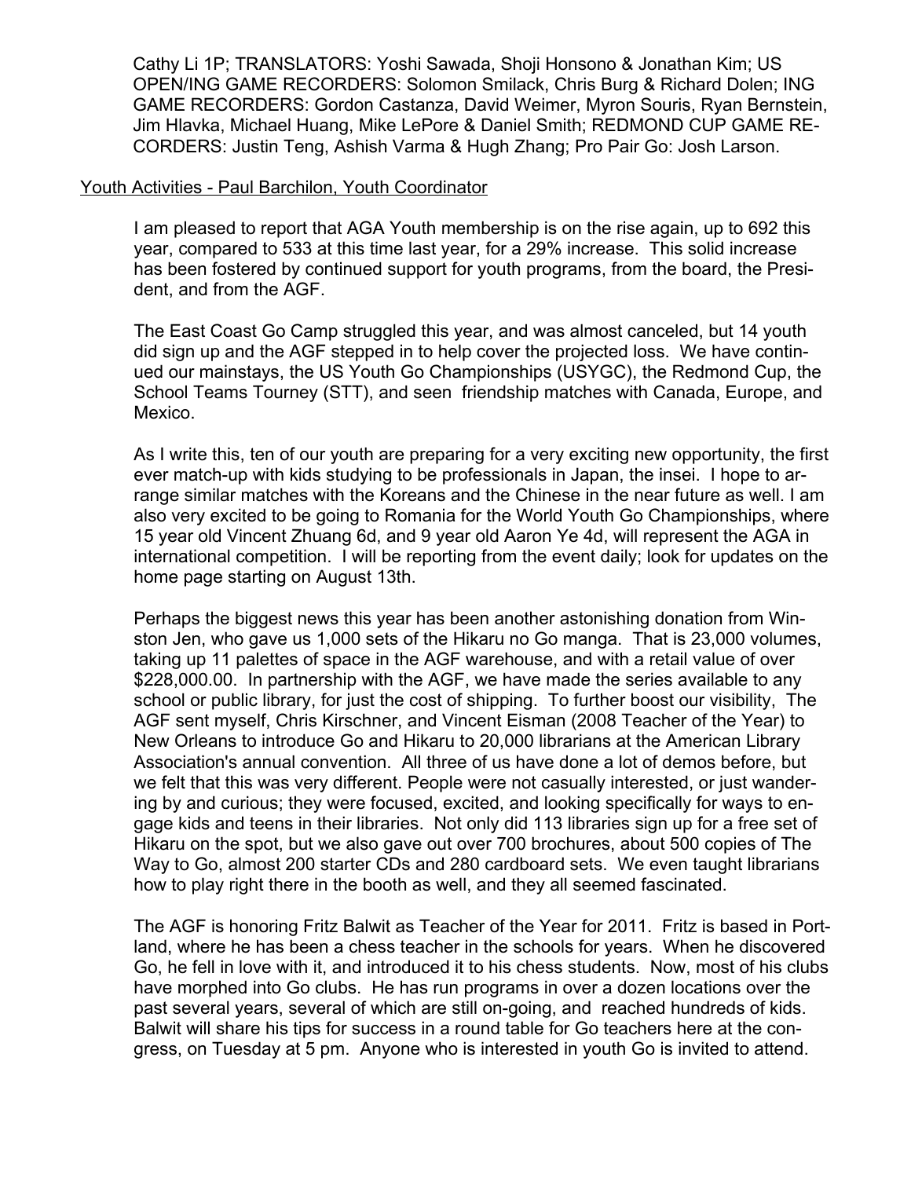Cathy Li 1P; TRANSLATORS: Yoshi Sawada, Shoji Honsono & Jonathan Kim; US OPEN/ING GAME RECORDERS: Solomon Smilack, Chris Burg & Richard Dolen; ING GAME RECORDERS: Gordon Castanza, David Weimer, Myron Souris, Ryan Bernstein, Jim Hlavka, Michael Huang, Mike LePore & Daniel Smith; REDMOND CUP GAME RECORDERS: Justin Teng, Ashish Varma & Hugh Zhang; Pro Pair Go: Josh Larson.

Youth Activities - Paul Barchilon, Youth Coordinator

I am pleased to report that AGA Youth membership is on the rise again, up to 692 this year, compared to 533 at this time last year, for a 29% increase. This solid increase has been fostered by continued support for youth programs, from the board, the President, and from the AGF.

The East Coast Go Camp struggled this year, and was almost canceled, but 14 youth did sign up and the AGF stepped in to help cover the projected loss. We have continued our mainstays, the US Youth Go Championships (USYGC), the Redmond Cup, the School Teams Tourney (STT), and seen friendship matches with Canada, Europe, and Mexico.

As I write this, ten of our youth are preparing for a very exciting new opportunity, the first ever match-up with kids studying to be professionals in Japan, the insei. I hope to arrange similar matches with the Koreans and the Chinese in the near future as well. I am also very excited to be going to Romania for the World Youth Go Championships, where 15 year old Vincent Zhuang 6d, and 9 year old Aaron Ye 4d, will represent the AGA in international competition. I will be reporting from the event daily; look for updates on the home page starting on August 13th.

Perhaps the biggest news this year has been another astonishing donation from Winston Jen, who gave us 1,000 sets of the Hikaru no Go manga. That is 23,000 volumes, taking up 11 palettes of space in the AGF warehouse, and with a retail value of over $228,000.00. In partnership with the AGF, we have made the series available to any school or public library, for just the cost of shipping. To further boost our visibility, The AGF sent myself, Chris Kirschner, and Vincent Eisman (2008 Teacher of the Year) to New Orleans to introduce Go and Hikaru to 20,000 librarians at the American Library Association's annual convention. All three of us have done a lot of demos before, but we felt that this was very different. People were not casually interested, or just wandering by and curious; they were focused, excited, and looking specifically for ways to engage kids and teens in their libraries. Not only did 113 libraries sign up for a free set of Hikaru on the spot, but we also gave out over 700 brochures, about 500 copies of The Way to Go, almost 200 starter CDs and 280 cardboard sets. We even taught librarians how to play right there in the booth as well, and they all seemed fascinated.

The AGF is honoring Fritz Balwit as Teacher of the Year for 2011. Fritz is based in Portland, where he has been a chess teacher in the schools for years. When he discovered Go, he fell in love with it, and introduced it to his chess students. Now, most of his clubs have morphed into Go clubs. He has run programs in over a dozen locations over the past several years, several of which are still on-going, and reached hundreds of kids. Balwit will share his tips for success in a round table for Go teachers here at the congress, on Tuesday at 5 pm. Anyone who is interested in youth Go is invited to attend.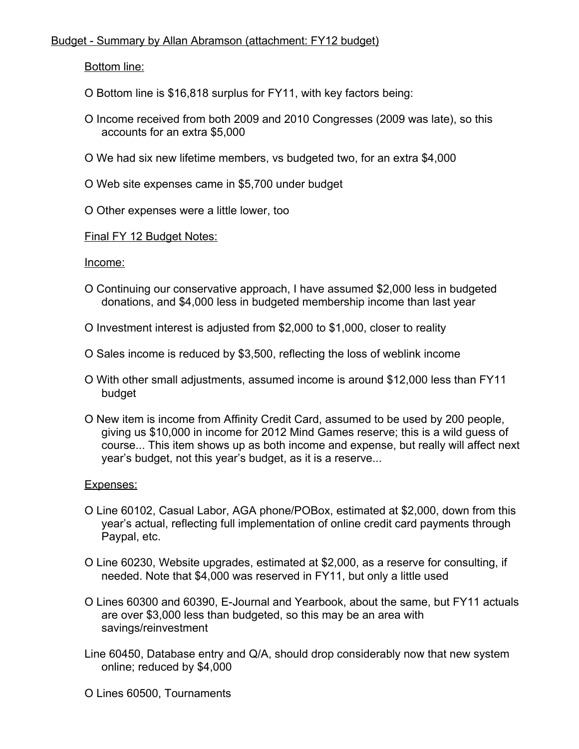Budget - Summary by Allan Abramson (attachment: FY12 budget)

Bottom line:

O Bottom line is $16,818 surplus for FY11, with key factors being:

O Income received from both 2009 and 2010 Congresses (2009 was late), so this accounts for an extra $5,000

O We had six new lifetime members, vs budgeted two, for an extra $4,000

O Web site expenses came in $5,700 under budget

O Other expenses were a little lower, too

Final FY 12 Budget Notes:

Income:

O Continuing our conservative approach, I have assumed $2,000 less in budgeted donations, and $4,000 less in budgeted membership income than last year

O Investment interest is adjusted from $2,000 to $1,000, closer to reality

O Sales income is reduced by $3,500, reflecting the loss of weblink income

O With other small adjustments, assumed income is around $12,000 less than FY11 budget

O New item is income from Affinity Credit Card, assumed to be used by 200 people, giving us $10,000 in income for 2012 Mind Games reserve; this is a wild guess of course... This item shows up as both income and expense, but really will affect next year's budget, not this year's budget, as it is a reserve...

Expenses:

O Line 60102, Casual Labor, AGA phone/POBox, estimated at $2,000, down from this year's actual, reflecting full implementation of online credit card payments through Paypal, etc.

O Line 60230, Website upgrades, estimated at $2,000, as a reserve for consulting, if needed. Note that $4,000 was reserved in FY11, but only a little used

O Lines 60300 and 60390, E-Journal and Yearbook, about the same, but FY11 actuals are over $3,000 less than budgeted, so this may be an area with savings/reinvestment

Line 60450, Database entry and Q/A, should drop considerably now that new system online; reduced by $4,000

O Lines 60500, Tournaments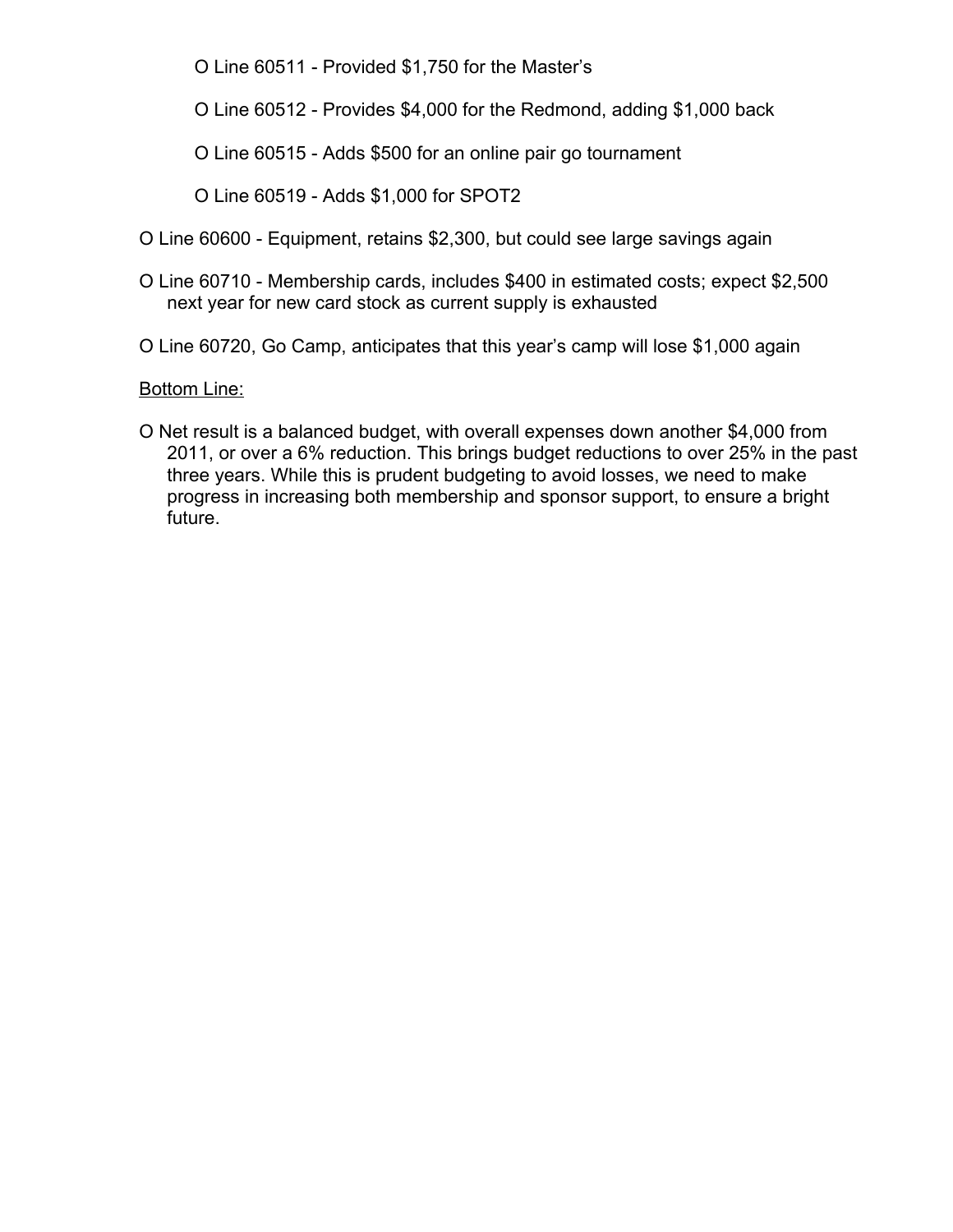- Line 60511 - Provided $1,750 for the Master's
- Line 60512 - Provides $4,000 for the Redmond, adding $1,000 back
- Line 60515 - Adds $500 for an online pair go tournament
- Line 60519 - Adds $1,000 for SPOT2

- Line 60600 - Equipment, retains $2,300, but could see large savings again
- Line 60710 - Membership cards, includes $400 in estimated costs; expect $2,500 next year for new card stock as current supply is exhausted
- Line 60720, Go Camp, anticipates that this year's camp will lose $1,000 again

<u>Bottom Line:</u>

- Net result is a balanced budget, with overall expenses down another $4,000 from 2011, or over a 6% reduction. This brings budget reductions to over 25% in the past three years. While this is prudent budgeting to avoid losses, we need to make progress in increasing both membership and sponsor support, to ensure a bright future.